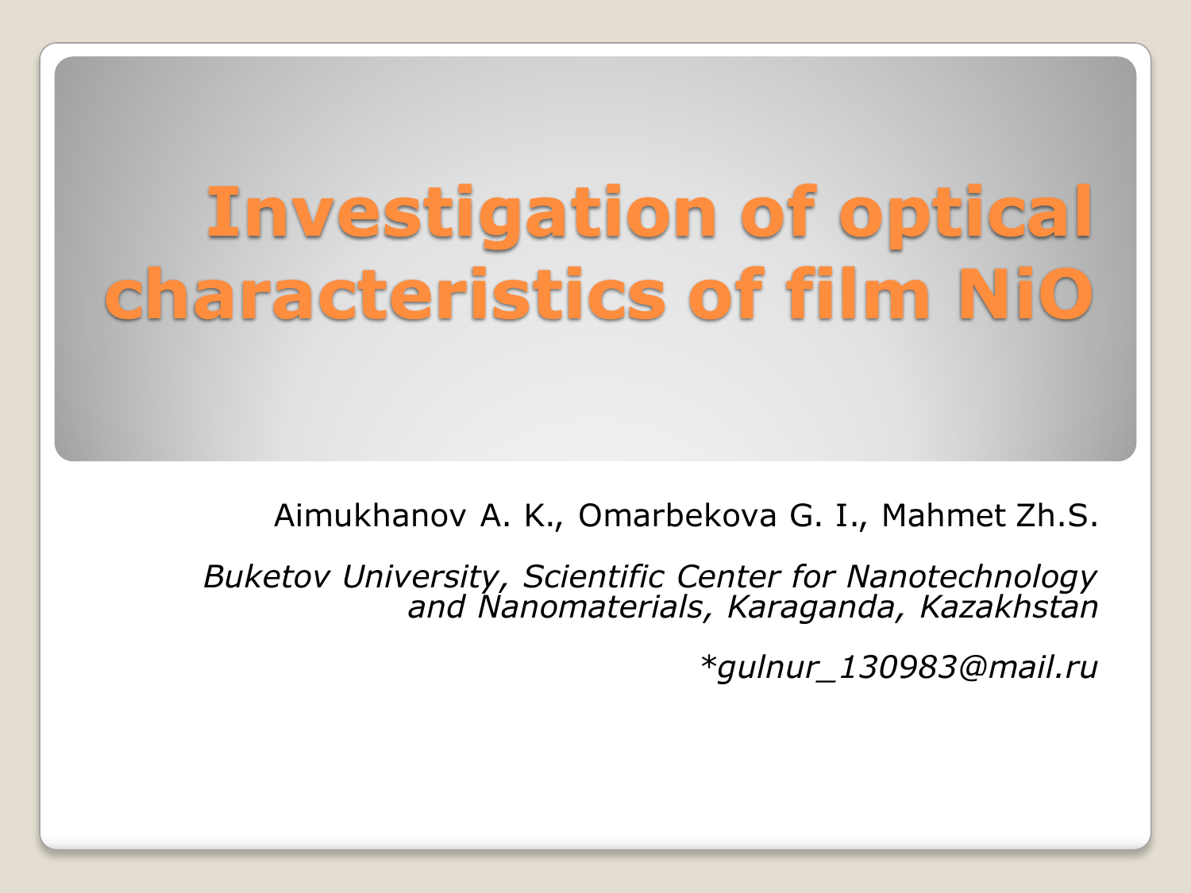# Investigation of optical characteristics of film NiO

Aimukhanov A. K., Omarbekova G. I., Mahmet Zh.S.

*Buketov University, Scientific Center for Nanotechnology and Nanomaterials, Karaganda, Kazakhstan*

*\*gulnur_130983@mail.ru*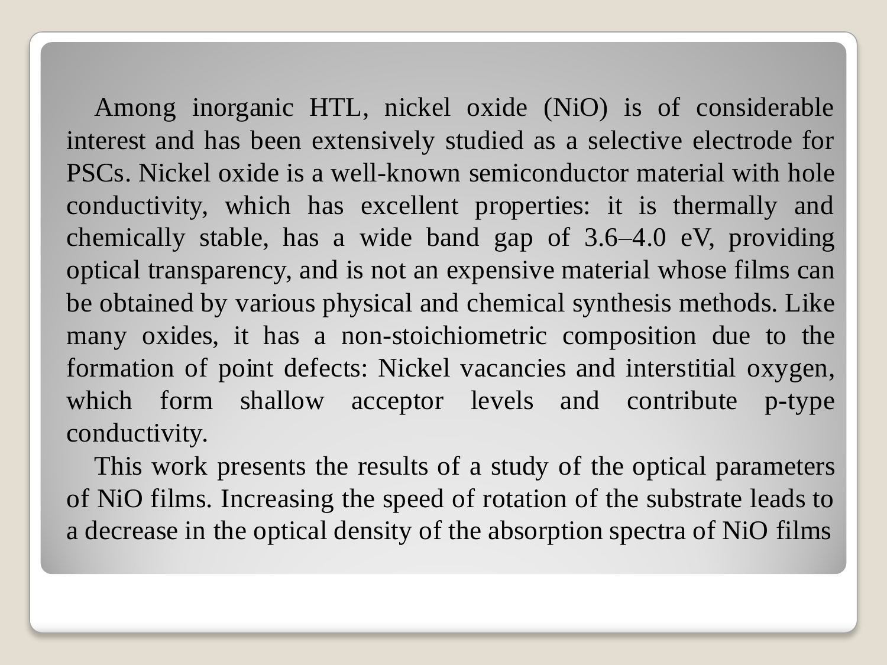Among inorganic HTL, nickel oxide (NiO) is of considerable interest and has been extensively studied as a selective electrode for PSCs. Nickel oxide is a well-known semiconductor material with hole conductivity, which has excellent properties: it is thermally and chemically stable, has a wide band gap of 3.6–4.0 eV, providing optical transparency, and is not an expensive material whose films can be obtained by various physical and chemical synthesis methods. Like many oxides, it has a non-stoichiometric composition due to the formation of point defects: Nickel vacancies and interstitial oxygen, which form shallow acceptor levels and contribute p-type conductivity.

This work presents the results of a study of the optical parameters of NiO films. Increasing the speed of rotation of the substrate leads to a decrease in the optical density of the absorption spectra of NiO films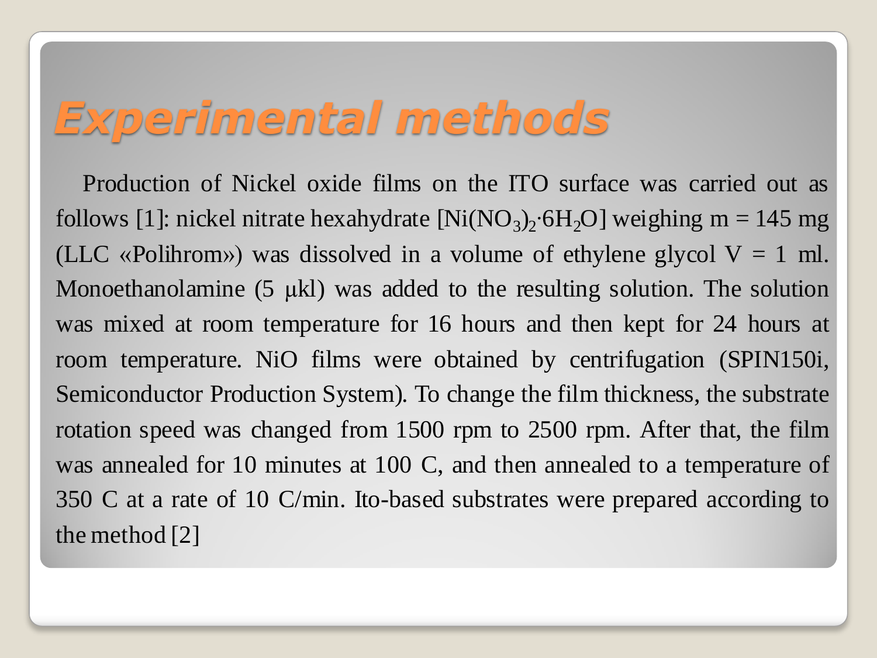# *Experimental methods*

Production of Nickel oxide films on the ITO surface was carried out as follows [1]: nickel nitrate hexahydrate [$Ni(NO_3)_2 \cdot 6H_2O$] weighing m = 145 mg (LLC «Polihrom») was dissolved in a volume of ethylene glycol V = 1 ml. Monoethanolamine (5 μkl) was added to the resulting solution. The solution was mixed at room temperature for 16 hours and then kept for 24 hours at room temperature. NiO films were obtained by centrifugation (SPIN150i, Semiconductor Production System). To change the film thickness, the substrate rotation speed was changed from 1500 rpm to 2500 rpm. After that, the film was annealed for 10 minutes at 100 C, and then annealed to a temperature of 350 C at a rate of 10 C/min. Ito-based substrates were prepared according to the method [2]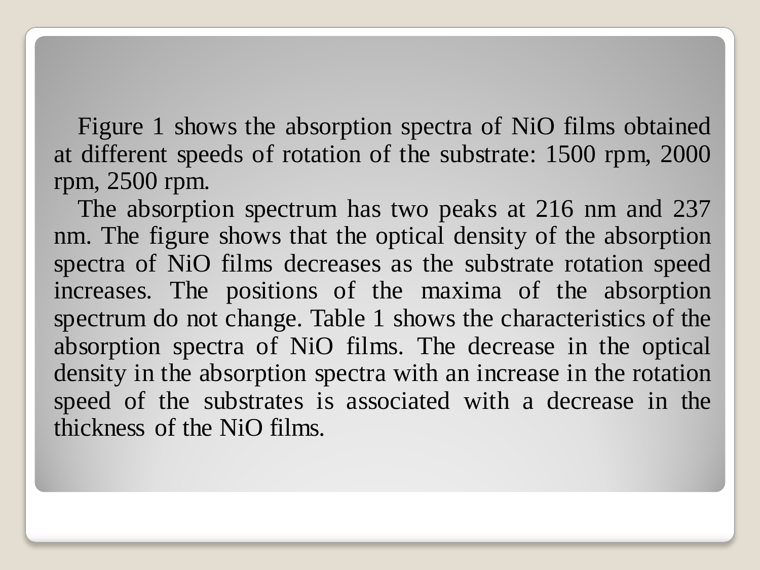Figure 1 shows the absorption spectra of NiO films obtained at different speeds of rotation of the substrate: 1500 rpm, 2000 rpm, 2500 rpm.

The absorption spectrum has two peaks at 216 nm and 237 nm. The figure shows that the optical density of the absorption spectra of NiO films decreases as the substrate rotation speed increases. The positions of the maxima of the absorption spectrum do not change. Table 1 shows the characteristics of the absorption spectra of NiO films. The decrease in the optical density in the absorption spectra with an increase in the rotation speed of the substrates is associated with a decrease in the thickness of the NiO films.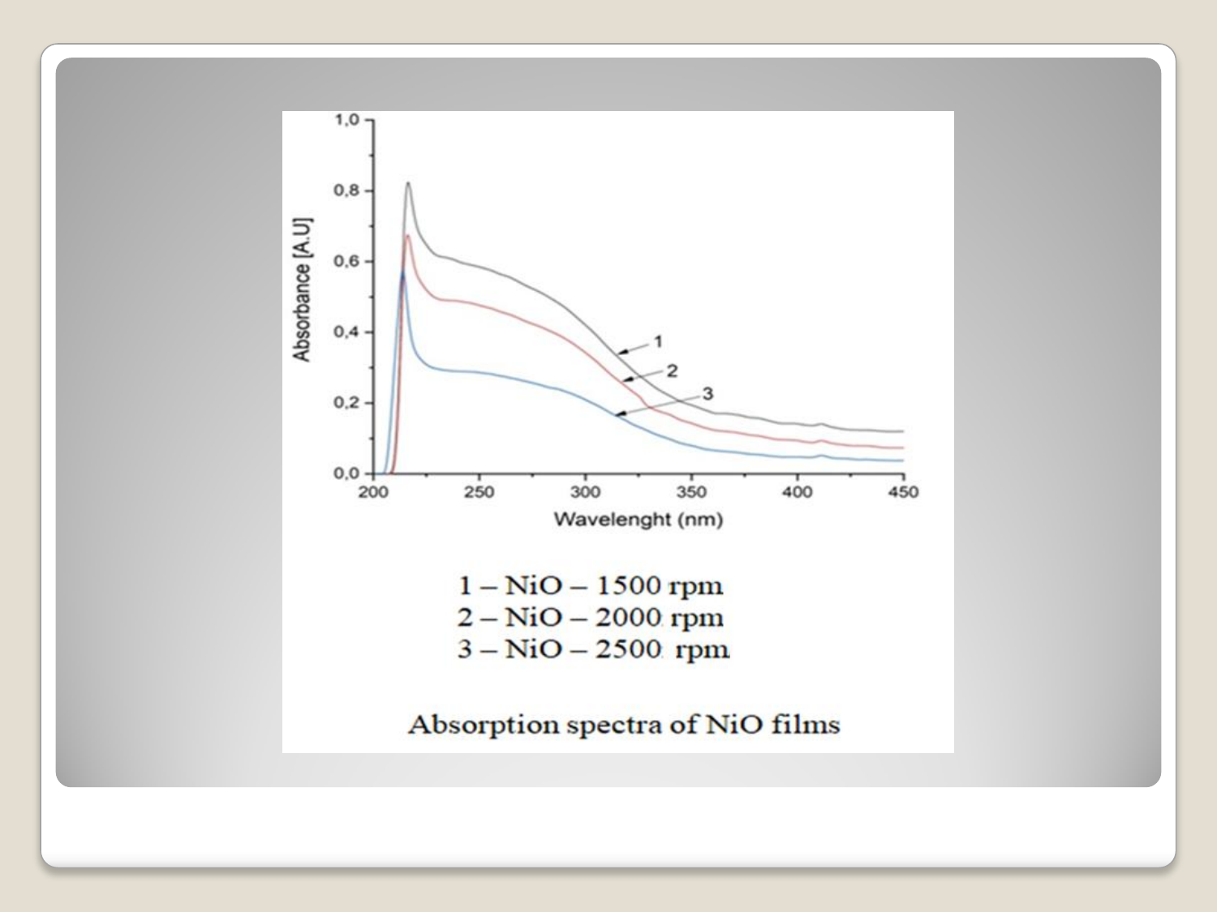1 – NiO – 1500 rpm
2 – NiO – 2000 rpm
3 – NiO – 2500 rpm

Absorption spectra of NiO films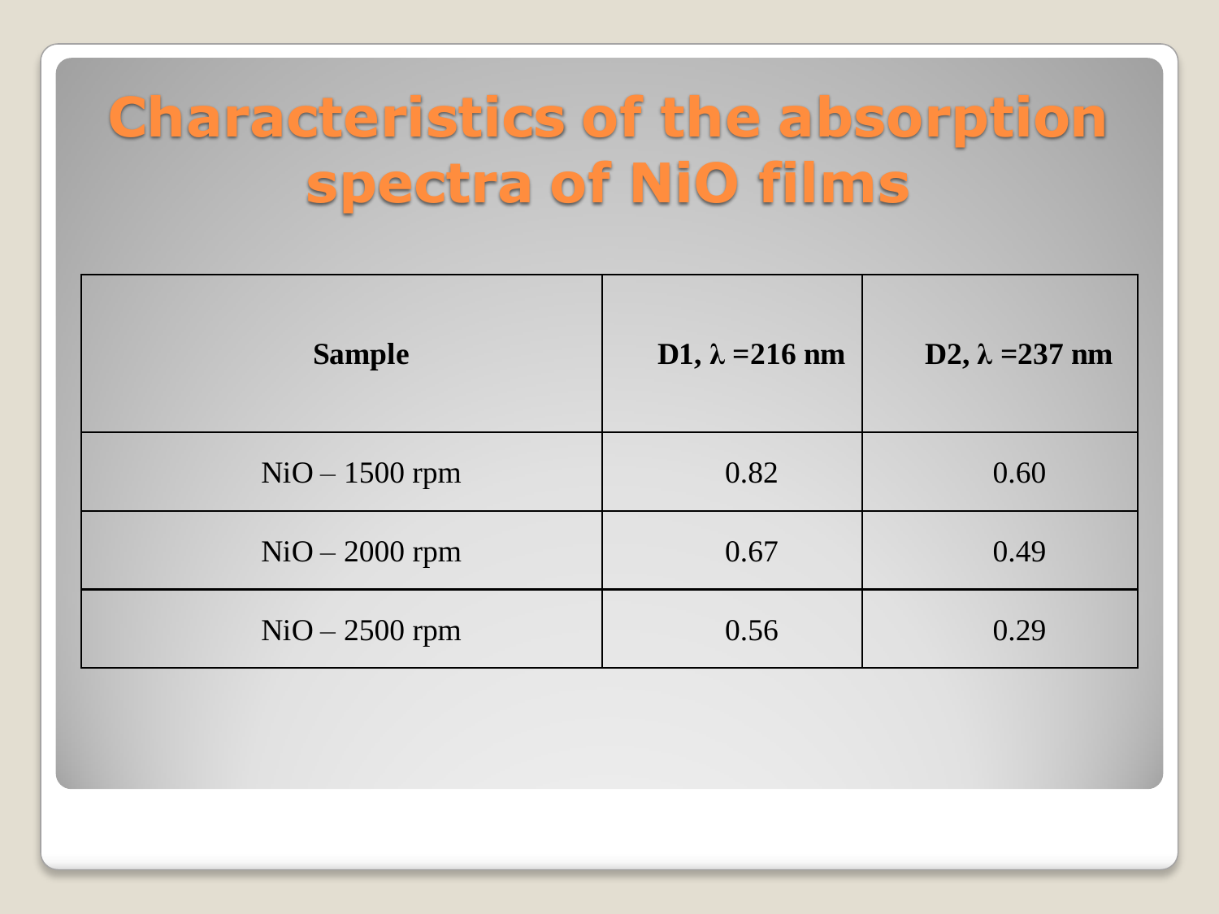# Characteristics of the absorption spectra of NiO films

| Sample | D1, λ =216 nm | D2, λ =237 nm |
|---|---|---|
| NiO – 1500 rpm | 0.82 | 0.60 |
| NiO – 2000 rpm | 0.67 | 0.49 |
| NiO – 2500 rpm | 0.56 | 0.29 |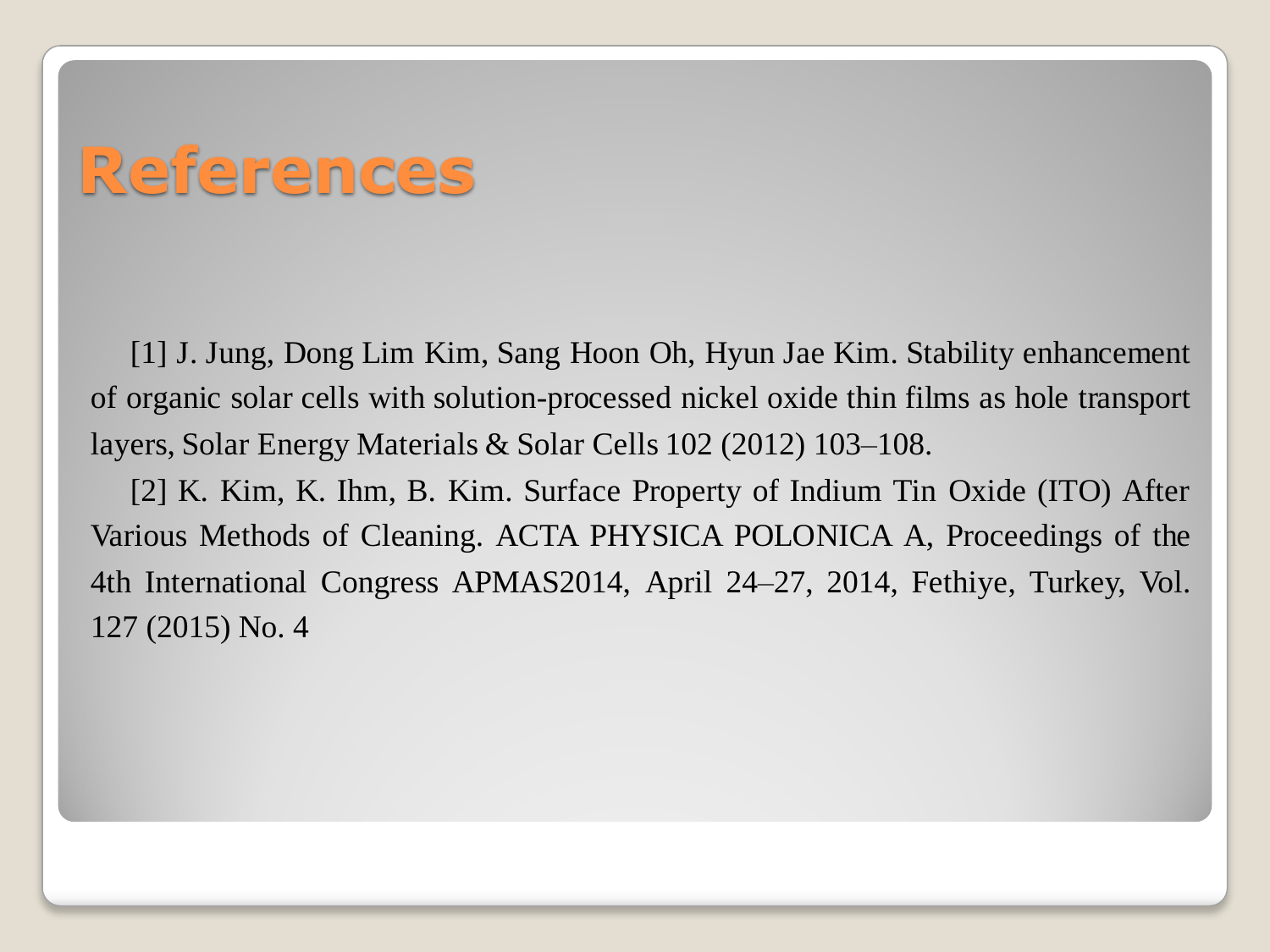# References

[1] J. Jung, Dong Lim Kim, Sang Hoon Oh, Hyun Jae Kim. Stability enhancement of organic solar cells with solution-processed nickel oxide thin films as hole transport layers, Solar Energy Materials & Solar Cells 102 (2012) 103–108.

[2] K. Kim, K. Ihm, B. Kim. Surface Property of Indium Tin Oxide (ITO) After Various Methods of Cleaning. ACTA PHYSICA POLONICA A, Proceedings of the 4th International Congress APMAS2014, April 24–27, 2014, Fethiye, Turkey, Vol. 127 (2015) No. 4